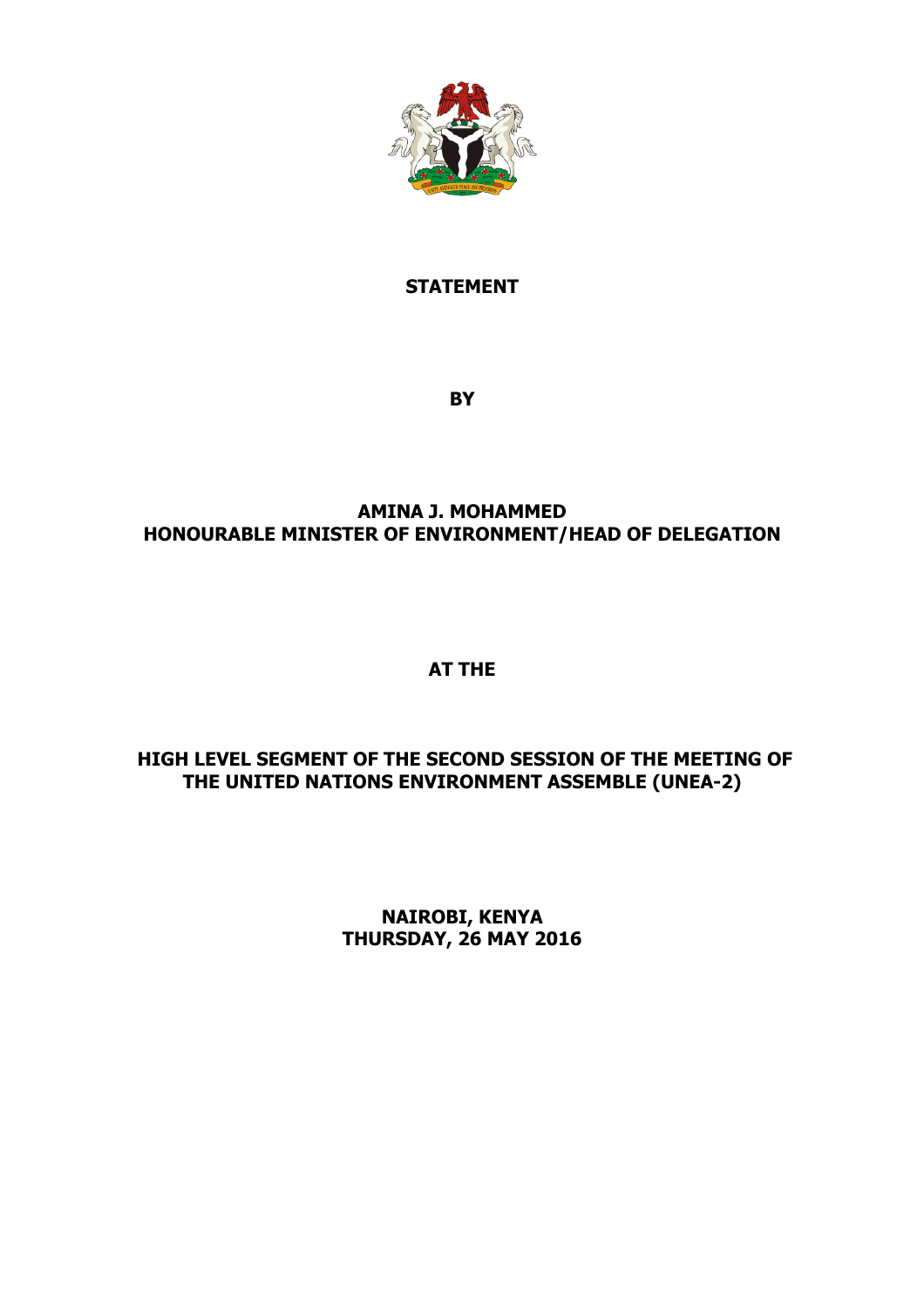**STATEMENT**

**BY**

**AMINA J. MOHAMMED**
**HONOURABLE MINISTER OF ENVIRONMENT/HEAD OF DELEGATION**

**AT THE**

**HIGH LEVEL SEGMENT OF THE SECOND SESSION OF THE MEETING OF THE UNITED NATIONS ENVIRONMENT ASSEMBLE (UNEA-2)**

**NAIROBI, KENYA**
**THURSDAY, 26 MAY 2016**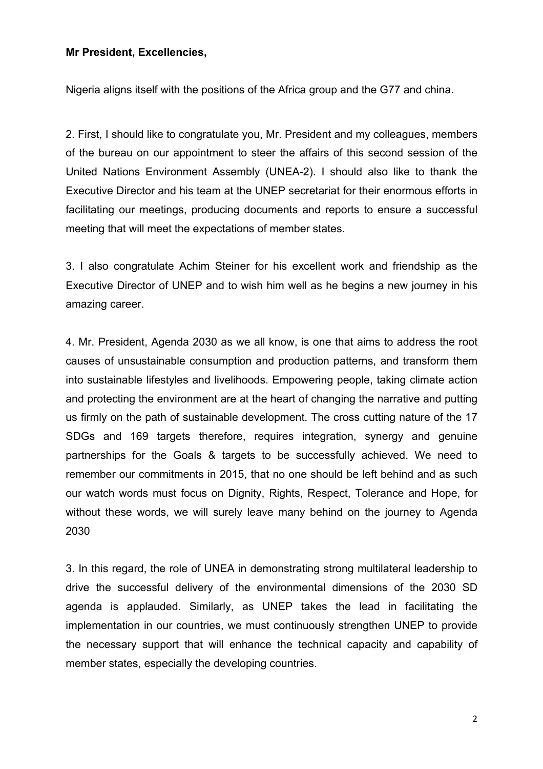**Mr President, Excellencies,**

Nigeria aligns itself with the positions of the Africa group and the G77 and china.

2. First, I should like to congratulate you, Mr. President and my colleagues, members of the bureau on our appointment to steer the affairs of this second session of the United Nations Environment Assembly (UNEA-2). I should also like to thank the Executive Director and his team at the UNEP secretariat for their enormous efforts in facilitating our meetings, producing documents and reports to ensure a successful meeting that will meet the expectations of member states.

3. I also congratulate Achim Steiner for his excellent work and friendship as the Executive Director of UNEP and to wish him well as he begins a new journey in his amazing career.

4. Mr. President, Agenda 2030 as we all know, is one that aims to address the root causes of unsustainable consumption and production patterns, and transform them into sustainable lifestyles and livelihoods. Empowering people, taking climate action and protecting the environment are at the heart of changing the narrative and putting us firmly on the path of sustainable development. The cross cutting nature of the 17 SDGs and 169 targets therefore, requires integration, synergy and genuine partnerships for the Goals & targets to be successfully achieved. We need to remember our commitments in 2015, that no one should be left behind and as such our watch words must focus on Dignity, Rights, Respect, Tolerance and Hope, for without these words, we will surely leave many behind on the journey to Agenda 2030

3. In this regard, the role of UNEA in demonstrating strong multilateral leadership to drive the successful delivery of the environmental dimensions of the 2030 SD agenda is applauded. Similarly, as UNEP takes the lead in facilitating the implementation in our countries, we must continuously strengthen UNEP to provide the necessary support that will enhance the technical capacity and capability of member states, especially the developing countries.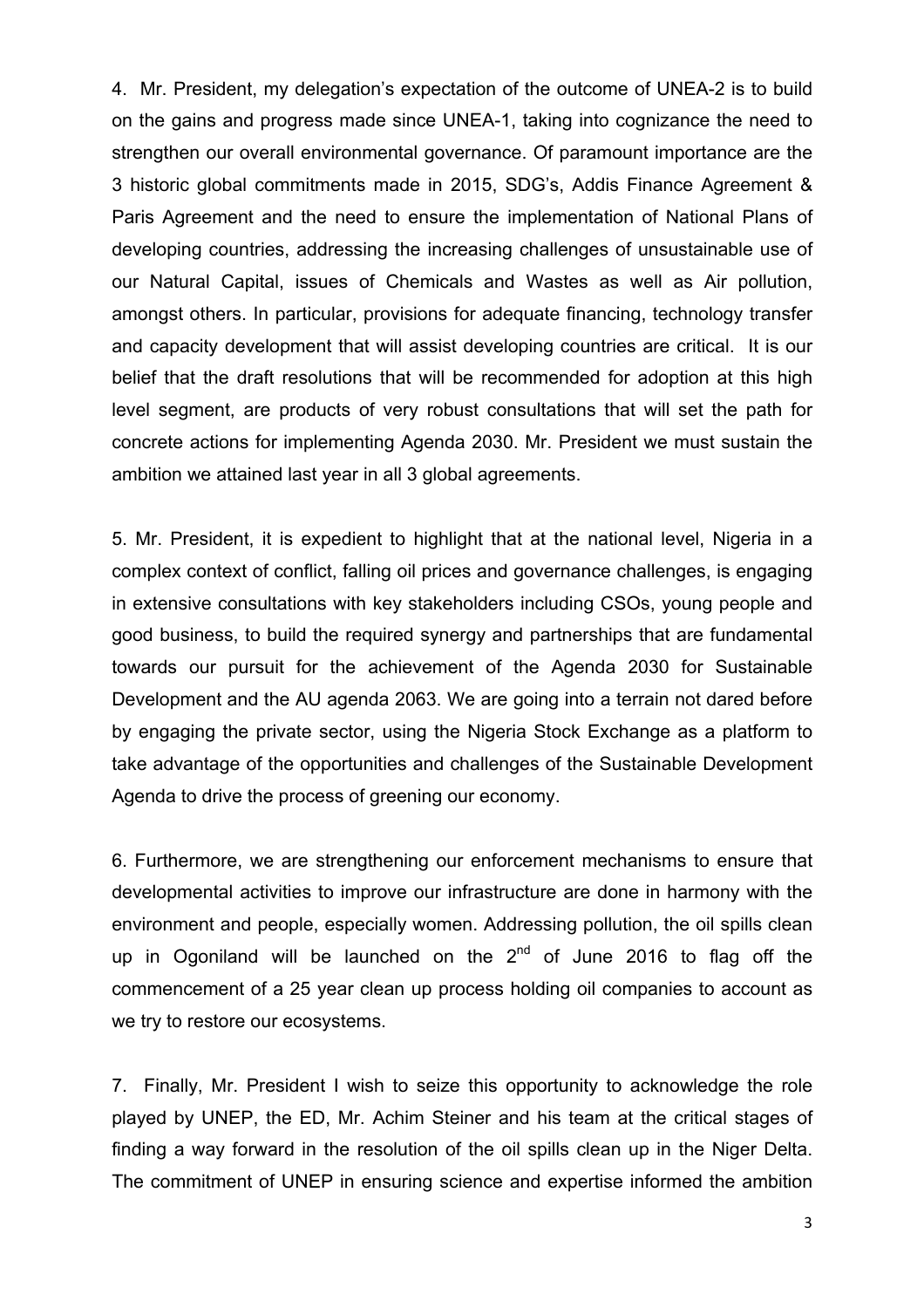4. Mr. President, my delegation's expectation of the outcome of UNEA-2 is to build on the gains and progress made since UNEA-1, taking into cognizance the need to strengthen our overall environmental governance. Of paramount importance are the 3 historic global commitments made in 2015, SDG's, Addis Finance Agreement & Paris Agreement and the need to ensure the implementation of National Plans of developing countries, addressing the increasing challenges of unsustainable use of our Natural Capital, issues of Chemicals and Wastes as well as Air pollution, amongst others. In particular, provisions for adequate financing, technology transfer and capacity development that will assist developing countries are critical. It is our belief that the draft resolutions that will be recommended for adoption at this high level segment, are products of very robust consultations that will set the path for concrete actions for implementing Agenda 2030. Mr. President we must sustain the ambition we attained last year in all 3 global agreements.

5. Mr. President, it is expedient to highlight that at the national level, Nigeria in a complex context of conflict, falling oil prices and governance challenges, is engaging in extensive consultations with key stakeholders including CSOs, young people and good business, to build the required synergy and partnerships that are fundamental towards our pursuit for the achievement of the Agenda 2030 for Sustainable Development and the AU agenda 2063. We are going into a terrain not dared before by engaging the private sector, using the Nigeria Stock Exchange as a platform to take advantage of the opportunities and challenges of the Sustainable Development Agenda to drive the process of greening our economy.

6. Furthermore, we are strengthening our enforcement mechanisms to ensure that developmental activities to improve our infrastructure are done in harmony with the environment and people, especially women. Addressing pollution, the oil spills clean up in Ogoniland will be launched on the 2nd of June 2016 to flag off the commencement of a 25 year clean up process holding oil companies to account as we try to restore our ecosystems.

7. Finally, Mr. President I wish to seize this opportunity to acknowledge the role played by UNEP, the ED, Mr. Achim Steiner and his team at the critical stages of finding a way forward in the resolution of the oil spills clean up in the Niger Delta. The commitment of UNEP in ensuring science and expertise informed the ambition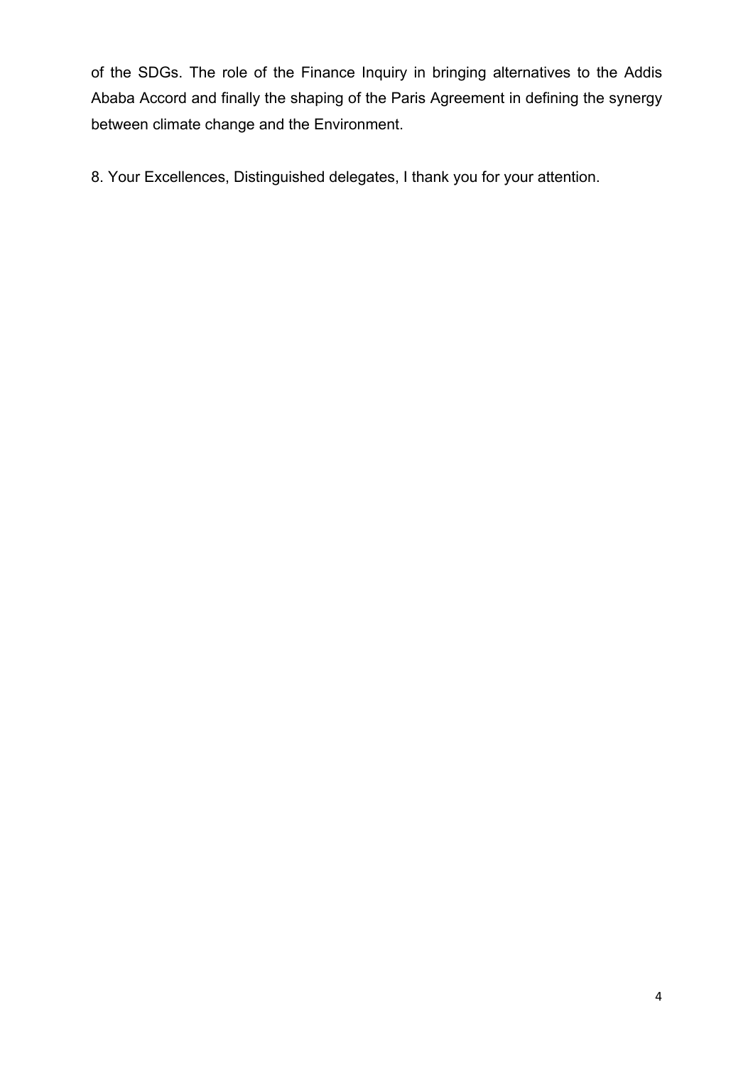of the SDGs. The role of the Finance Inquiry in bringing alternatives to the Addis Ababa Accord and finally the shaping of the Paris Agreement in defining the synergy between climate change and the Environment.

8. Your Excellences, Distinguished delegates, I thank you for your attention.